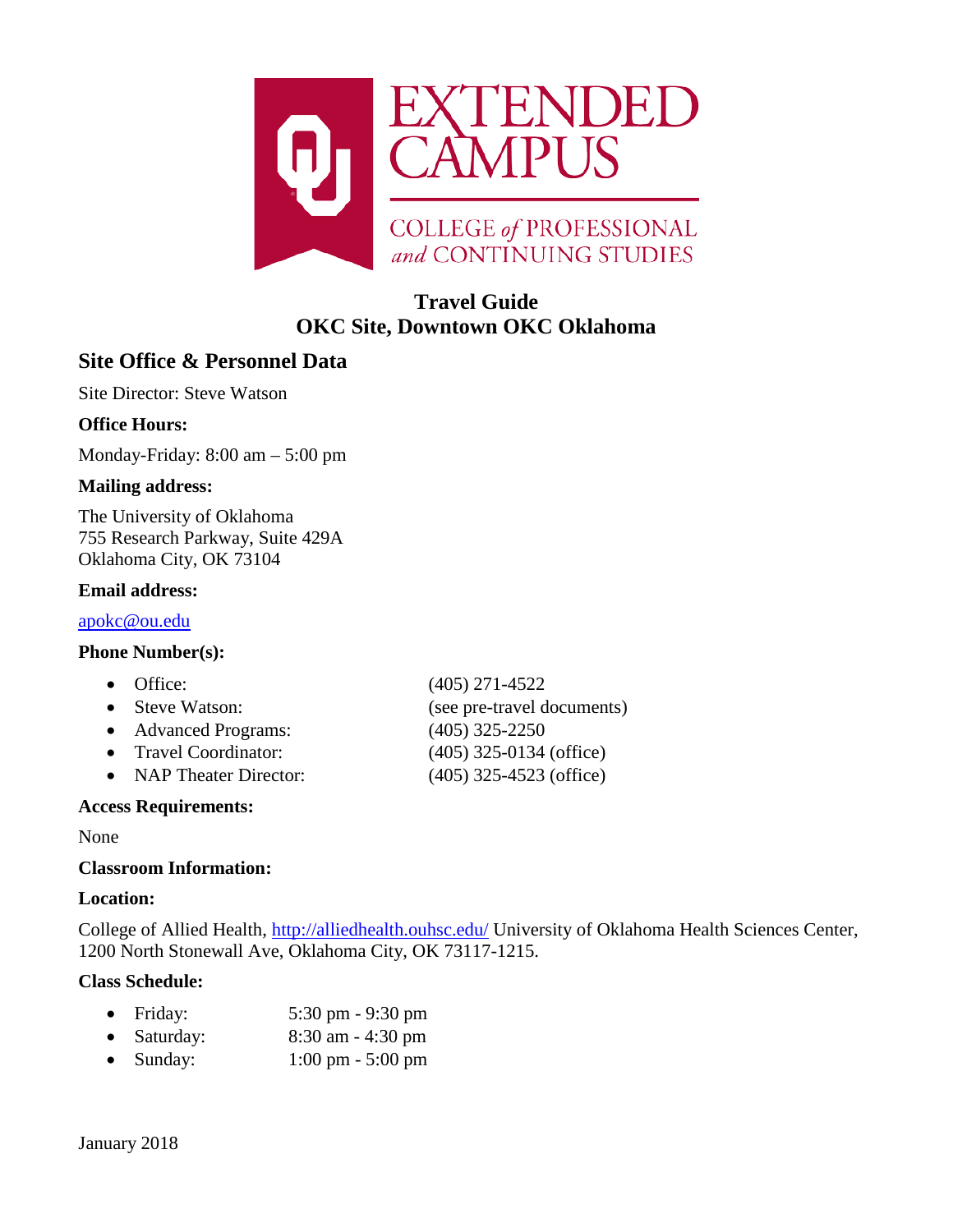# Travel Guide
# OKC Site, Downtown OKC Oklahoma

## Site Office & Personnel Data

Site Director: Steve Watson

### Office Hours:

Monday-Friday: 8:00 am – 5:00 pm

### Mailing address:

The University of Oklahoma
755 Research Parkway, Suite 429A
Oklahoma City, OK 73104

### Email address:

apokc@ou.edu

### Phone Number(s):

- Office: (405) 271-4522
- Steve Watson: (see pre-travel documents)
- Advanced Programs: (405) 325-2250
- Travel Coordinator: (405) 325-0134 (office)
- NAP Theater Director: (405) 325-4523 (office)

### Access Requirements:

None

### Classroom Information:

### Location:

College of Allied Health, http://alliedhealth.ouhsc.edu/ University of Oklahoma Health Sciences Center, 1200 North Stonewall Ave, Oklahoma City, OK 73117-1215.

### Class Schedule:

- Friday: 5:30 pm - 9:30 pm
- Saturday: 8:30 am - 4:30 pm
- Sunday: 1:00 pm - 5:00 pm

January 2018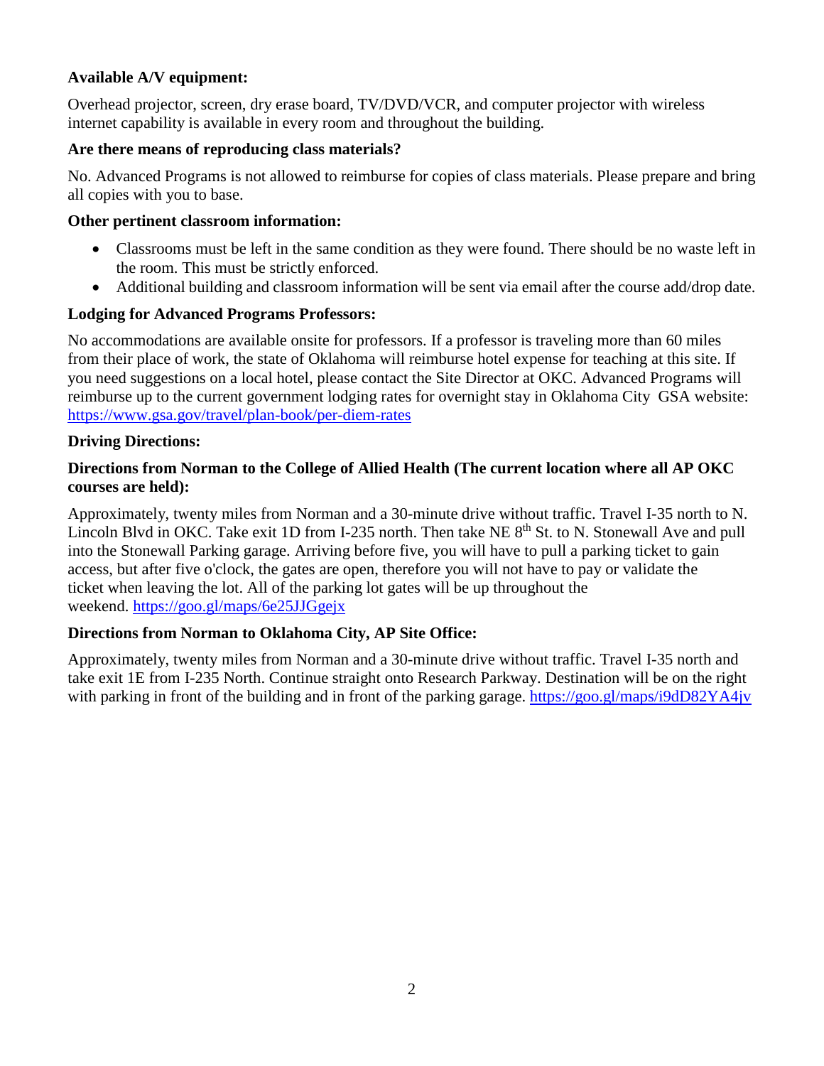**Available A/V equipment:**

Overhead projector, screen, dry erase board, TV/DVD/VCR, and computer projector with wireless internet capability is available in every room and throughout the building.

**Are there means of reproducing class materials?**

No. Advanced Programs is not allowed to reimburse for copies of class materials. Please prepare and bring all copies with you to base.

**Other pertinent classroom information:**

- Classrooms must be left in the same condition as they were found. There should be no waste left in the room. This must be strictly enforced.
- Additional building and classroom information will be sent via email after the course add/drop date.

**Lodging for Advanced Programs Professors:**

No accommodations are available onsite for professors. If a professor is traveling more than 60 miles from their place of work, the state of Oklahoma will reimburse hotel expense for teaching at this site. If you need suggestions on a local hotel, please contact the Site Director at OKC. Advanced Programs will reimburse up to the current government lodging rates for overnight stay in Oklahoma City GSA website: https://www.gsa.gov/travel/plan-book/per-diem-rates

**Driving Directions:**

**Directions from Norman to the College of Allied Health (The current location where all AP OKC courses are held):**

Approximately, twenty miles from Norman and a 30-minute drive without traffic. Travel I-35 north to N. Lincoln Blvd in OKC. Take exit 1D from I-235 north. Then take NE 8th St. to N. Stonewall Ave and pull into the Stonewall Parking garage. Arriving before five, you will have to pull a parking ticket to gain access, but after five o'clock, the gates are open, therefore you will not have to pay or validate the ticket when leaving the lot. All of the parking lot gates will be up throughout the weekend. https://goo.gl/maps/6e25JJGgejx

**Directions from Norman to Oklahoma City, AP Site Office:**

Approximately, twenty miles from Norman and a 30-minute drive without traffic. Travel I-35 north and take exit 1E from I-235 North. Continue straight onto Research Parkway. Destination will be on the right with parking in front of the building and in front of the parking garage. https://goo.gl/maps/i9dD82YA4jv